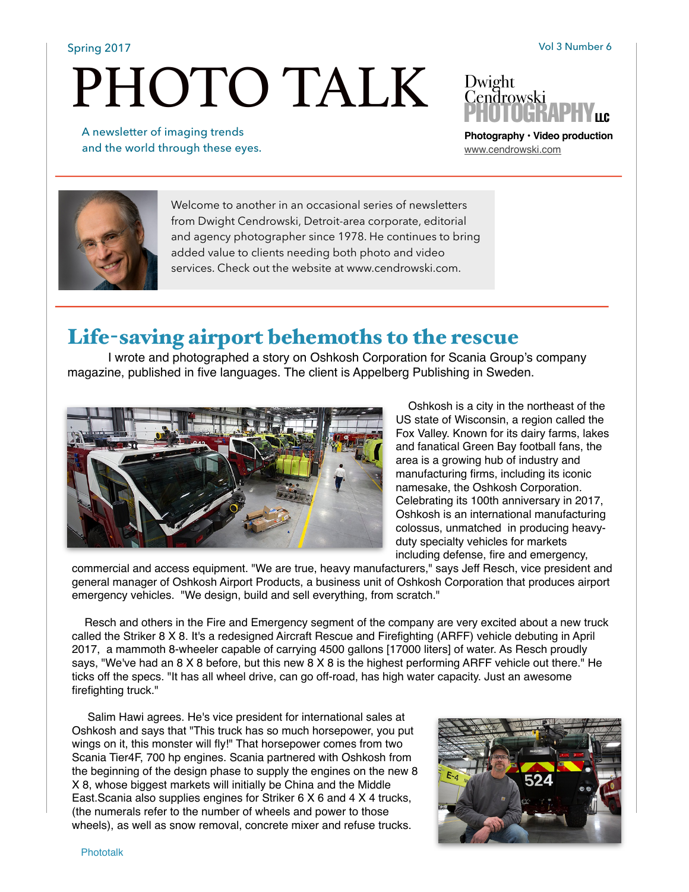Spring 2017

Vol 3 Number 6

# PHOTO TALK

A newsletter of imaging trends
and the world through these eyes.

Dwight Cendrowski PHOTOGRAPHY LLC

**Photography • Video production**
www.cendrowski.com

Welcome to another in an occasional series of newsletters from Dwight Cendrowski, Detroit-area corporate, editorial and agency photographer since 1978. He continues to bring added value to clients needing both photo and video services. Check out the website at www.cendrowski.com.

## Life-saving airport behemoths to the rescue

I wrote and photographed a story on Oshkosh Corporation for Scania Group's company magazine, published in five languages. The client is Appelberg Publishing in Sweden.

Oshkosh is a city in the northeast of the US state of Wisconsin, a region called the Fox Valley. Known for its dairy farms, lakes and fanatical Green Bay football fans, the area is a growing hub of industry and manufacturing firms, including its iconic namesake, the Oshkosh Corporation. Celebrating its 100th anniversary in 2017, Oshkosh is an international manufacturing colossus, unmatched in producing heavy-duty specialty vehicles for markets including defense, fire and emergency, commercial and access equipment. "We are true, heavy manufacturers," says Jeff Resch, vice president and general manager of Oshkosh Airport Products, a business unit of Oshkosh Corporation that produces airport emergency vehicles. "We design, build and sell everything, from scratch."

Resch and others in the Fire and Emergency segment of the company are very excited about a new truck called the Striker 8 X 8. It's a redesigned Aircraft Rescue and Firefighting (ARFF) vehicle debuting in April 2017, a mammoth 8-wheeler capable of carrying 4500 gallons [17000 liters] of water. As Resch proudly says, "We've had an 8 X 8 before, but this new 8 X 8 is the highest performing ARFF vehicle out there." He ticks off the specs. "It has all wheel drive, can go off-road, has high water capacity. Just an awesome firefighting truck."

Salim Hawi agrees. He's vice president for international sales at Oshkosh and says that "This truck has so much horsepower, you put wings on it, this monster will fly!" That horsepower comes from two Scania Tier4F, 700 hp engines. Scania partnered with Oshkosh from the beginning of the design phase to supply the engines on the new 8 X 8, whose biggest markets will initially be China and the Middle East.Scania also supplies engines for Striker 6 X 6 and 4 X 4 trucks, (the numerals refer to the number of wheels and power to those wheels), as well as snow removal, concrete mixer and refuse trucks.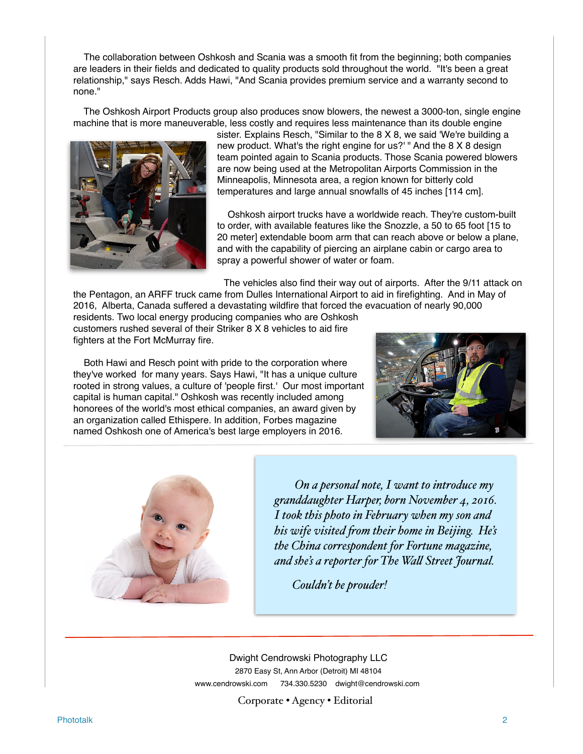The collaboration between Oshkosh and Scania was a smooth fit from the beginning; both companies are leaders in their fields and dedicated to quality products sold throughout the world. "It's been a great relationship," says Resch. Adds Hawi, "And Scania provides premium service and a warranty second to none."

The Oshkosh Airport Products group also produces snow blowers, the newest a 3000-ton, single engine machine that is more maneuverable, less costly and requires less maintenance than its double engine sister. Explains Resch, "Similar to the 8 X 8, we said 'We're building a new product. What's the right engine for us?' " And the 8 X 8 design team pointed again to Scania products. Those Scania powered blowers are now being used at the Metropolitan Airports Commission in the Minneapolis, Minnesota area, a region known for bitterly cold temperatures and large annual snowfalls of 45 inches [114 cm].

Oshkosh airport trucks have a worldwide reach. They're custom-built to order, with available features like the Snozzle, a 50 to 65 foot [15 to 20 meter] extendable boom arm that can reach above or below a plane, and with the capability of piercing an airplane cabin or cargo area to spray a powerful shower of water or foam.

The vehicles also find their way out of airports. After the 9/11 attack on the Pentagon, an ARFF truck came from Dulles International Airport to aid in firefighting. And in May of 2016, Alberta, Canada suffered a devastating wildfire that forced the evacuation of nearly 90,000 residents. Two local energy producing companies who are Oshkosh customers rushed several of their Striker 8 X 8 vehicles to aid fire fighters at the Fort McMurray fire.

Both Hawi and Resch point with pride to the corporation where they've worked for many years. Says Hawi, "It has a unique culture rooted in strong values, a culture of 'people first.' Our most important capital is human capital." Oshkosh was recently included among honorees of the world's most ethical companies, an award given by an organization called Ethispere. In addition, Forbes magazine named Oshkosh one of America's best large employers in 2016.

---

*On a personal note, I want to introduce my granddaughter Harper, born November 4, 2016. I took this photo in February when my son and his wife visited from their home in Beijing. He's the China correspondent for Fortune magazine, and she's a reporter for The Wall Street Journal.*

*Couldn't be prouder!*

---

Dwight Cendrowski Photography LLC
2870 Easy St, Ann Arbor (Detroit) MI 48104
www.cendrowski.com 734.330.5230 dwight@cendrowski.com

Corporate • Agency • Editorial